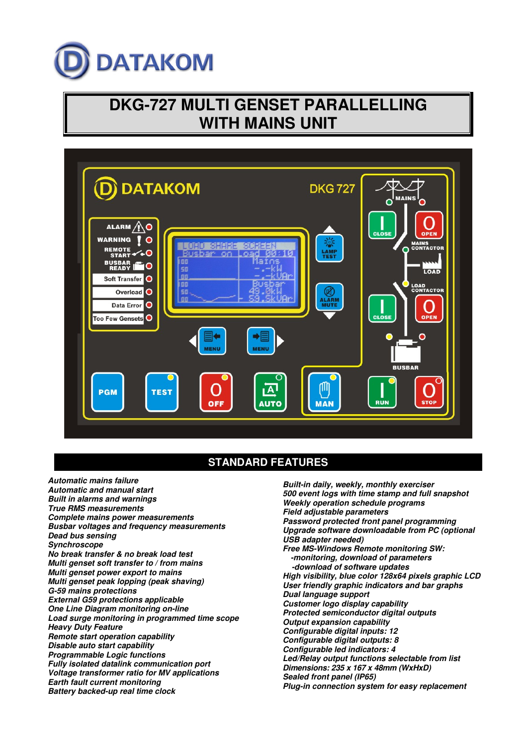DATAKOM

# DKG-727 MULTI GENSET PARALLELLING WITH MAINS UNIT

## STANDARD FEATURES

*Automatic mains failure*
*Automatic and manual start*
*Built in alarms and warnings*
*True RMS measurements*
*Complete mains power measurements*
*Busbar voltages and frequency measurements*
*Dead bus sensing*
*Synchroscope*
*No break transfer & no break load test*
*Multi genset soft transfer to / from mains*
*Multi genset power export to mains*
*Multi genset peak lopping (peak shaving)*
*G-59 mains protections*
*External G59 protections applicable*
*One Line Diagram monitoring on-line*
*Load surge monitoring in programmed time scope*
*Heavy Duty Feature*
*Remote start operation capability*
*Disable auto start capability*
*Programmable Logic functions*
*Fully isolated datalink communication port*
*Voltage transformer ratio for MV applications*
*Earth fault current monitoring*
*Battery backed-up real time clock*

*Built-in daily, weekly, monthly exerciser*
*500 event logs with time stamp and full snapshot*
*Weekly operation schedule programs*
*Field adjustable parameters*
*Password protected front panel programming*
*Upgrade software downloadable from PC (optional USB adapter needed)*
*Free MS-Windows Remote monitoring SW:*
*-monitoring, download of parameters*
*-download of software updates*
*High visibility, blue color 128x64 pixels graphic LCD*
*User friendly graphic indicators and bar graphs*
*Dual language support*
*Customer logo display capability*
*Protected semiconductor digital outputs*
*Output expansion capability*
*Configurable digital inputs: 12*
*Configurable digital outputs: 8*
*Configurable led indicators: 4*
*Led/Relay output functions selectable from list*
*Dimensions: 235 x 167 x 48mm (WxHxD)*
*Sealed front panel (IP65)*
*Plug-in connection system for easy replacement*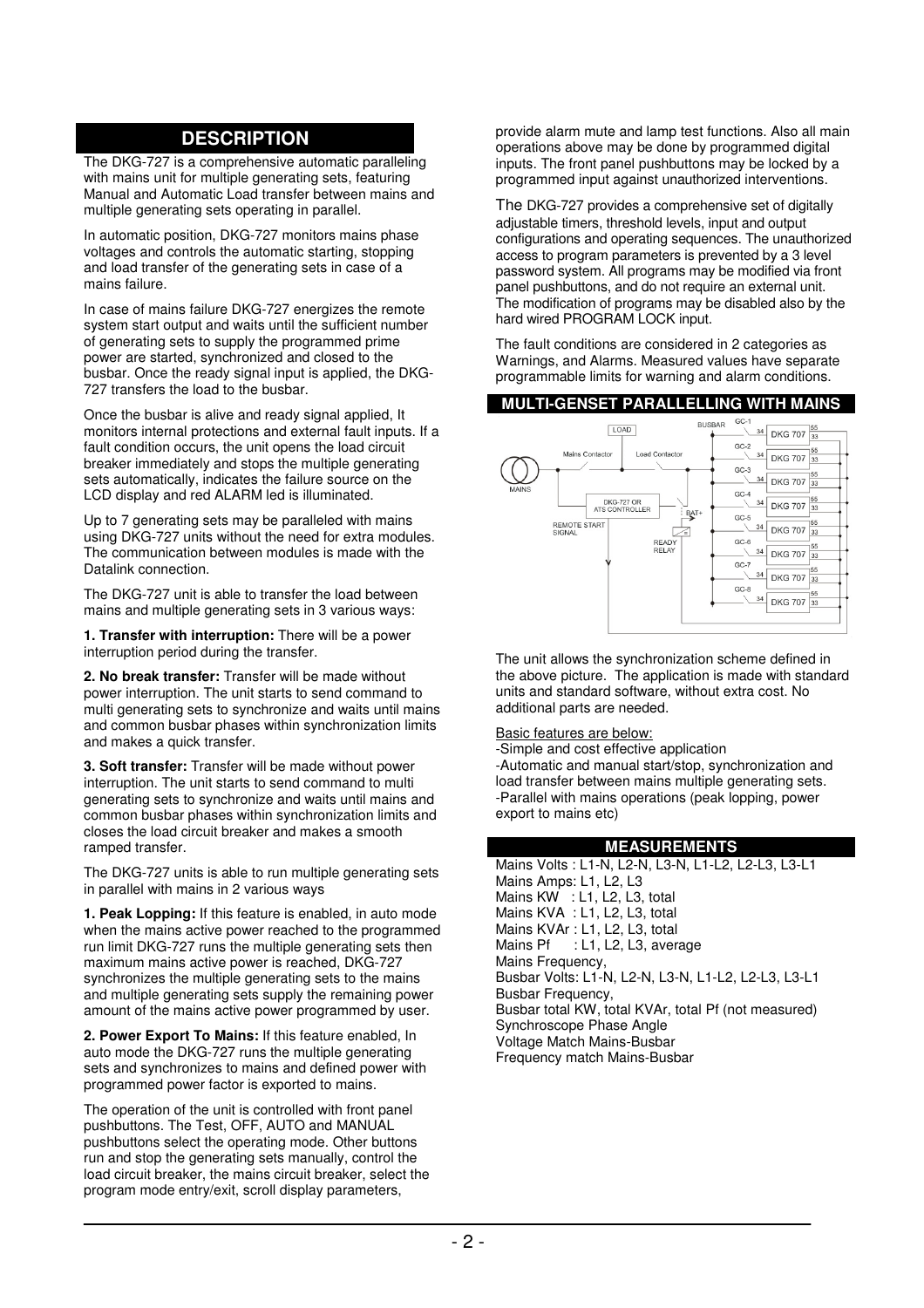## DESCRIPTION

The DKG-727 is a comprehensive automatic paralleling with mains unit for multiple generating sets, featuring Manual and Automatic Load transfer between mains and multiple generating sets operating in parallel.

In automatic position, DKG-727 monitors mains phase voltages and controls the automatic starting, stopping and load transfer of the generating sets in case of a mains failure.

In case of mains failure DKG-727 energizes the remote system start output and waits until the sufficient number of generating sets to supply the programmed prime power are started, synchronized and closed to the busbar. Once the ready signal input is applied, the DKG-727 transfers the load to the busbar.

Once the busbar is alive and ready signal applied, It monitors internal protections and external fault inputs. If a fault condition occurs, the unit opens the load circuit breaker immediately and stops the multiple generating sets automatically, indicates the failure source on the LCD display and red ALARM led is illuminated.

Up to 7 generating sets may be paralleled with mains using DKG-727 units without the need for extra modules. The communication between modules is made with the Datalink connection.

The DKG-727 unit is able to transfer the load between mains and multiple generating sets in 3 various ways:

**1. Transfer with interruption:** There will be a power interruption period during the transfer.

**2. No break transfer:** Transfer will be made without power interruption. The unit starts to send command to multi generating sets to synchronize and waits until mains and common busbar phases within synchronization limits and makes a quick transfer.

**3. Soft transfer:** Transfer will be made without power interruption. The unit starts to send command to multi generating sets to synchronize and waits until mains and common busbar phases within synchronization limits and closes the load circuit breaker and makes a smooth ramped transfer.

The DKG-727 units is able to run multiple generating sets in parallel with mains in 2 various ways

**1. Peak Lopping:** If this feature is enabled, in auto mode when the mains active power reached to the programmed run limit DKG-727 runs the multiple generating sets then maximum mains active power is reached, DKG-727 synchronizes the multiple generating sets to the mains and multiple generating sets supply the remaining power amount of the mains active power programmed by user.

**2. Power Export To Mains:** If this feature enabled, In auto mode the DKG-727 runs the multiple generating sets and synchronizes to mains and defined power with programmed power factor is exported to mains.

The operation of the unit is controlled with front panel pushbuttons. The Test, OFF, AUTO and MANUAL pushbuttons select the operating mode. Other buttons run and stop the generating sets manually, control the load circuit breaker, the mains circuit breaker, select the program mode entry/exit, scroll display parameters, provide alarm mute and lamp test functions. Also all main operations above may be done by programmed digital inputs. The front panel pushbuttons may be locked by a programmed input against unauthorized interventions.

The DKG-727 provides a comprehensive set of digitally adjustable timers, threshold levels, input and output configurations and operating sequences. The unauthorized access to program parameters is prevented by a 3 level password system. All programs may be modified via front panel pushbuttons, and do not require an external unit. The modification of programs may be disabled also by the hard wired PROGRAM LOCK input.

The fault conditions are considered in 2 categories as Warnings, and Alarms. Measured values have separate programmable limits for warning and alarm conditions.

## MULTI-GENSET PARALLELLING WITH MAINS

The unit allows the synchronization scheme defined in the above picture. The application is made with standard units and standard software, without extra cost. No additional parts are needed.

Basic features are below:
-Simple and cost effective application
-Automatic and manual start/stop, synchronization and load transfer between mains multiple generating sets.
-Parallel with mains operations (peak lopping, power export to mains etc)

## MEASUREMENTS

Mains Volts : L1-N, L2-N, L3-N, L1-L2, L2-L3, L3-L1
Mains Amps: L1, L2, L3
Mains KW : L1, L2, L3, total
Mains KVA : L1, L2, L3, total
Mains KVAr : L1, L2, L3, total
Mains Pf : L1, L2, L3, average
Mains Frequency,
Busbar Volts: L1-N, L2-N, L3-N, L1-L2, L2-L3, L3-L1
Busbar Frequency,
Busbar total KW, total KVAr, total Pf (not measured)
Synchroscope Phase Angle
Voltage Match Mains-Busbar
Frequency match Mains-Busbar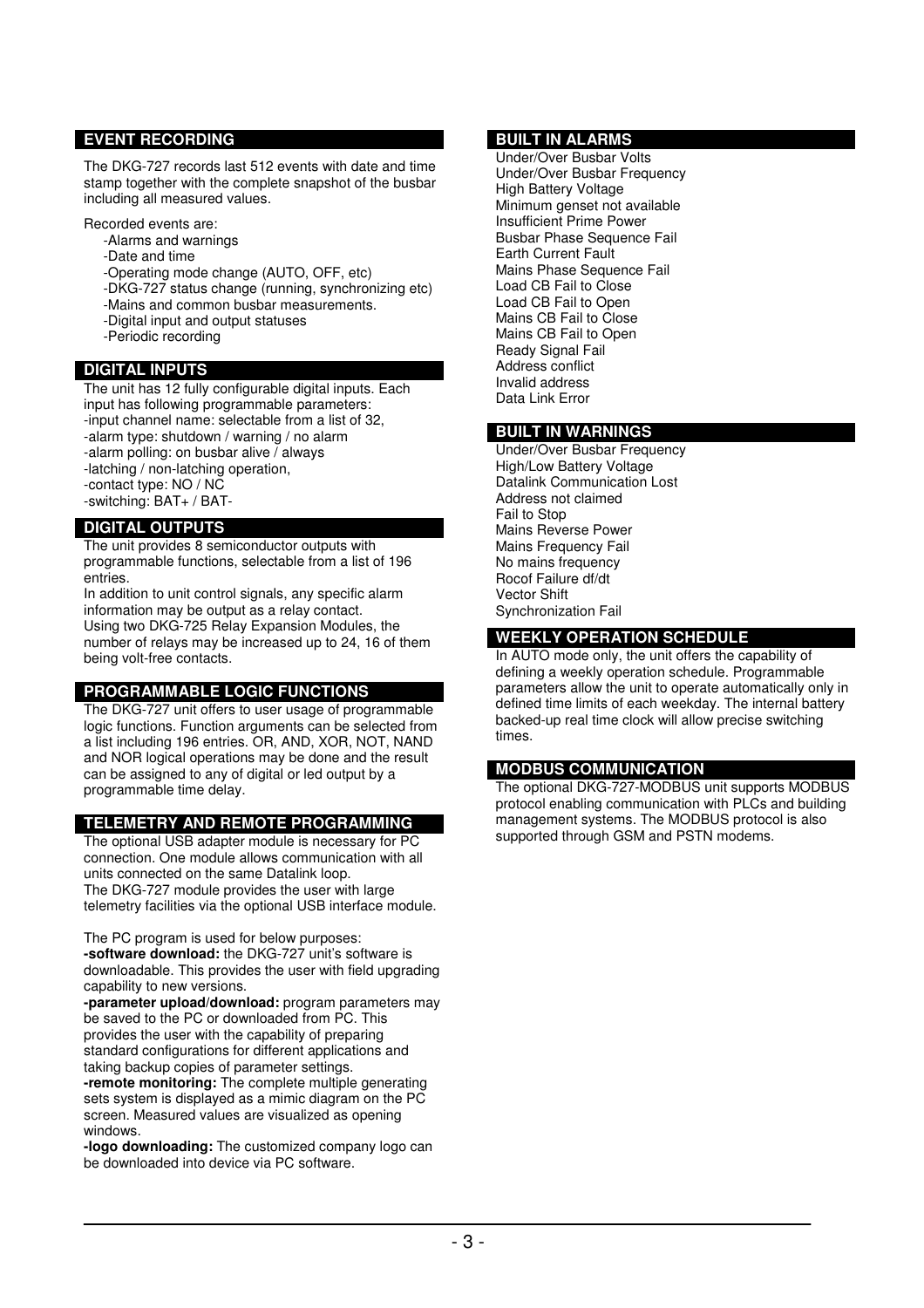## EVENT RECORDING

The DKG-727 records last 512 events with date and time stamp together with the complete snapshot of the busbar including all measured values.

Recorded events are:

- Alarms and warnings
- Date and time
- Operating mode change (AUTO, OFF, etc)
- DKG-727 status change (running, synchronizing etc)
- Mains and common busbar measurements.
- Digital input and output statuses
- Periodic recording

## DIGITAL INPUTS

The unit has 12 fully configurable digital inputs. Each input has following programmable parameters:

- input channel name: selectable from a list of 32,
- alarm type: shutdown / warning / no alarm
- alarm polling: on busbar alive / always
- latching / non-latching operation,
- contact type: NO / NC
- switching: BAT+ / BAT-

## DIGITAL OUTPUTS

The unit provides 8 semiconductor outputs with programmable functions, selectable from a list of 196 entries.

In addition to unit control signals, any specific alarm information may be output as a relay contact.

Using two DKG-725 Relay Expansion Modules, the number of relays may be increased up to 24, 16 of them being volt-free contacts.

## PROGRAMMABLE LOGIC FUNCTIONS

The DKG-727 unit offers to user usage of programmable logic functions. Function arguments can be selected from a list including 196 entries. OR, AND, XOR, NOT, NAND and NOR logical operations may be done and the result can be assigned to any of digital or led output by a programmable time delay.

## TELEMETRY AND REMOTE PROGRAMMING

The optional USB adapter module is necessary for PC connection. One module allows communication with all units connected on the same Datalink loop.

The DKG-727 module provides the user with large telemetry facilities via the optional USB interface module.

The PC program is used for below purposes:

**-software download:** the DKG-727 unit's software is downloadable. This provides the user with field upgrading capability to new versions.

**-parameter upload/download:** program parameters may be saved to the PC or downloaded from PC. This provides the user with the capability of preparing standard configurations for different applications and taking backup copies of parameter settings.

**-remote monitoring:** The complete multiple generating sets system is displayed as a mimic diagram on the PC screen. Measured values are visualized as opening windows.

**-logo downloading:** The customized company logo can be downloaded into device via PC software.

## BUILT IN ALARMS

Under/Over Busbar Volts
Under/Over Busbar Frequency
High Battery Voltage
Minimum genset not available
Insufficient Prime Power
Busbar Phase Sequence Fail
Earth Current Fault
Mains Phase Sequence Fail
Load CB Fail to Close
Load CB Fail to Open
Mains CB Fail to Close
Mains CB Fail to Open
Ready Signal Fail
Address conflict
Invalid address
Data Link Error

## BUILT IN WARNINGS

Under/Over Busbar Frequency
High/Low Battery Voltage
Datalink Communication Lost
Address not claimed
Fail to Stop
Mains Reverse Power
Mains Frequency Fail
No mains frequency
Rocof Failure df/dt
Vector Shift
Synchronization Fail

## WEEKLY OPERATION SCHEDULE

In AUTO mode only, the unit offers the capability of defining a weekly operation schedule. Programmable parameters allow the unit to operate automatically only in defined time limits of each weekday. The internal battery backed-up real time clock will allow precise switching times.

## MODBUS COMMUNICATION

The optional DKG-727-MODBUS unit supports MODBUS protocol enabling communication with PLCs and building management systems. The MODBUS protocol is also supported through GSM and PSTN modems.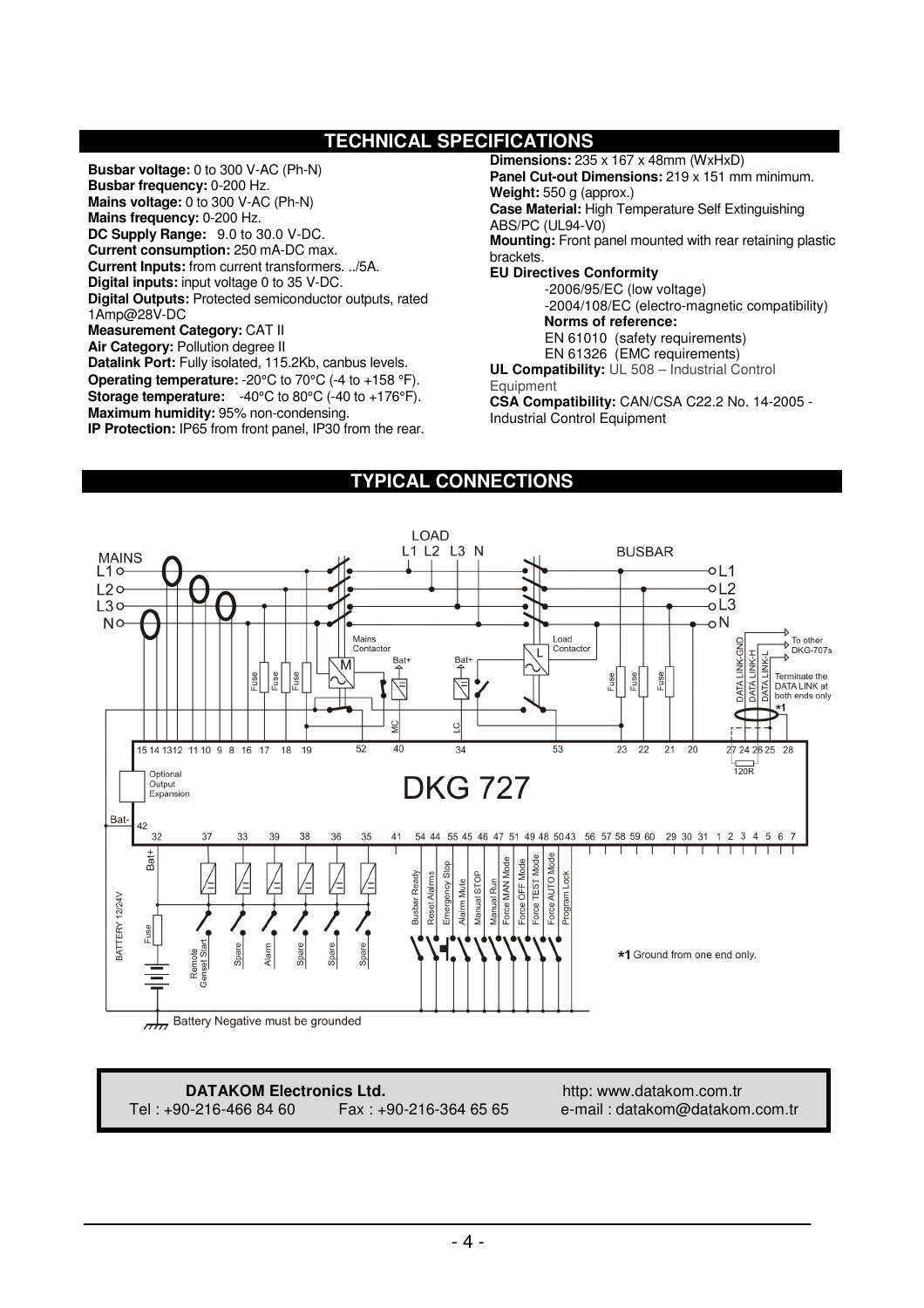## TECHNICAL SPECIFICATIONS

**Busbar voltage:** 0 to 300 V-AC (Ph-N)
**Busbar frequency:** 0-200 Hz.
**Mains voltage:** 0 to 300 V-AC (Ph-N)
**Mains frequency:** 0-200 Hz.
**DC Supply Range:** 9.0 to 30.0 V-DC.
**Current consumption:** 250 mA-DC max.
**Current Inputs:** from current transformers. ../5A.
**Digital inputs:** input voltage 0 to 35 V-DC.
**Digital Outputs:** Protected semiconductor outputs, rated 1Amp@28V-DC
**Measurement Category:** CAT II
**Air Category:** Pollution degree II
**Datalink Port:** Fully isolated, 115.2Kb, canbus levels.
**Operating temperature:** -20°C to 70°C (-4 to +158 °F).
**Storage temperature:** -40°C to 80°C (-40 to +176°F).
**Maximum humidity:** 95% non-condensing.
**IP Protection:** IP65 from front panel, IP30 from the rear.

**Dimensions:** 235 x 167 x 48mm (WxHxD)
**Panel Cut-out Dimensions:** 219 x 151 mm minimum.
**Weight:** 550 g (approx.)
**Case Material:** High Temperature Self Extinguishing ABS/PC (UL94-V0)
**Mounting:** Front panel mounted with rear retaining plastic brackets.
**EU Directives Conformity**
-2006/95/EC (low voltage)
-2004/108/EC (electro-magnetic compatibility)
**Norms of reference:**
EN 61010 (safety requirements)
EN 61326 (EMC requirements)
**UL Compatibility:** UL 508 – Industrial Control Equipment
**CSA Compatibility:** CAN/CSA C22.2 No. 14-2005 - Industrial Control Equipment

## TYPICAL CONNECTIONS

MAINS
L1
L2
L3
N
LOAD
L1 L2 L3 N
BUSBAR
L1
L2
L3
N
Mains Contactor
Load Contactor
Bat+
Bat+
M
L
Fuse
Fuse
Fuse
Fuse
Fuse
Fuse
MC
LC
DATA LINK-GND
DATA LINK-H
DATA LINK-L
To other DKG-707s
Terminate the DATA LINK at both ends only
*1
15 14 13 12 11 10 9 8 16 17 18 19 52 40 34 53 23 22 21 20 27 24 26 25 28
120R
Optional Output Expansion
DKG 727
Bat-
42
32 37 33 39 38 36 35 41 54 44 55 45 46 47 51 49 48 50 43 56 57 58 59 60 29 30 31 1 2 3 4 5 6 7
Bat+
BATTERY 12/24V
Fuse
Remote Genset Start
Spare
Alarm
Spare
Spare
Spare
Busbar Ready
Reset Alarms
Emergency Stop
Alarm Mute
Manual STOP
Manual Run
Force MAN Mode
Force OFF Mode
Force TEST Mode
Force AUTO Mode
Program Lock
*1 Ground from one end only.
Battery Negative must be grounded

**DATAKOM Electronics Ltd.**
Tel : +90-216-466 84 60 Fax : +90-216-364 65 65
http: www.datakom.com.tr
e-mail : datakom@datakom.com.tr